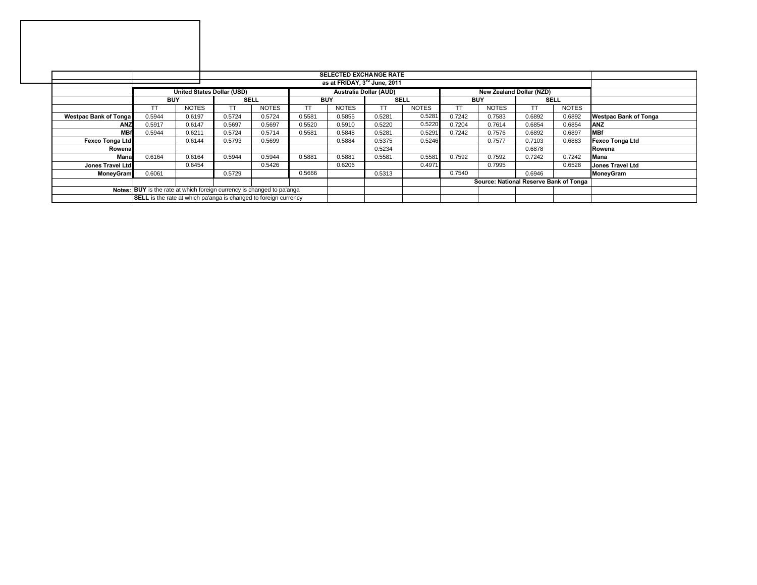| | SELECTED EXCHANGE RATE | | | | | | | | | | | | |
|---|---|---|---|---|---|---|---|---|---|---|---|---|---|
| | as at FRIDAY, 3rd June, 2011 | | | | | | | | | | | | |
| | United States Dollar (USD) | | | | Australia Dollar (AUD) | | | | New Zealand Dollar (NZD) | | | | |
| | BUY | | SELL | | BUY | | SELL | | BUY | | SELL | | |
| | TT | NOTES | TT | NOTES | TT | NOTES | TT | NOTES | TT | NOTES | TT | NOTES | |
| **Westpac Bank of Tonga** | 0.5944 | 0.6197 | 0.5724 | 0.5724 | 0.5581 | 0.5855 | 0.5281 | 0.5281 | 0.7242 | 0.7583 | 0.6892 | 0.6892 | **Westpac Bank of Tonga** |
| **ANZ** | 0.5917 | 0.6147 | 0.5697 | 0.5697 | 0.5520 | 0.5910 | 0.5220 | 0.5220 | 0.7204 | 0.7614 | 0.6854 | 0.6854 | **ANZ** |
| **MBf** | 0.5944 | 0.6211 | 0.5724 | 0.5714 | 0.5581 | 0.5848 | 0.5281 | 0.5291 | 0.7242 | 0.7576 | 0.6892 | 0.6897 | **MBf** |
| **Fexco Tonga Ltd** | | 0.6144 | 0.5793 | 0.5699 | | 0.5884 | 0.5375 | 0.5246 | | 0.7577 | 0.7103 | 0.6883 | **Fexco Tonga Ltd** |
| **Rowena** | | | | | | | 0.5234 | | | | 0.6878 | | **Rowena** |
| **Mana** | 0.6164 | 0.6164 | 0.5944 | 0.5944 | 0.5881 | 0.5881 | 0.5581 | 0.5581 | 0.7592 | 0.7592 | 0.7242 | 0.7242 | **Mana** |
| **Jones Travel Ltd** | | 0.6454 | | 0.5426 | | 0.6206 | | 0.4971 | | 0.7995 | | 0.6528 | **Jones Travel Ltd** |
| **MoneyGram** | 0.6061 | | 0.5729 | | 0.5666 | | 0.5313 | | 0.7540 | | 0.6946 | | **MoneyGram** |
| | | | | | | | | | Source: National Reserve Bank of Tonga | | | | |
| **Notes:** | **BUY** is the rate at which foreign currency is changed to pa'anga | | | | | | | | | | | | |
| | **SELL** is the rate at which pa'anga is changed to foreign currency | | | | | | | | | | | | |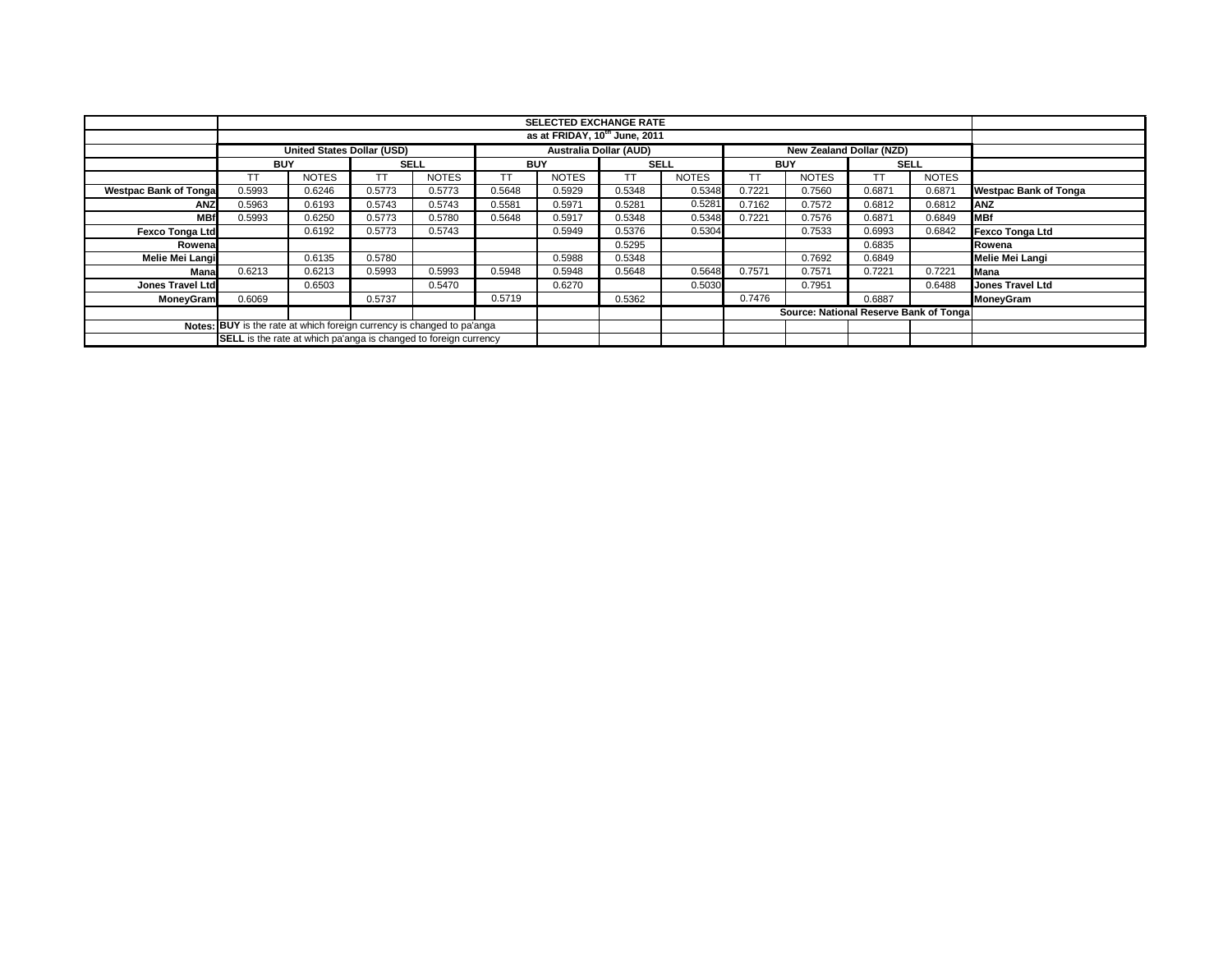| | SELECTED EXCHANGE RATE | | | | | | | | | | | | |
|---|---|---|---|---|---|---|---|---|---|---|---|---|---|
| | as at FRIDAY, 10th June, 2011 | | | | | | | | | | | | |
| | United States Dollar (USD) | | | | Australia Dollar (AUD) | | | | New Zealand Dollar (NZD) | | | | |
| | BUY | | SELL | | BUY | | SELL | | BUY | | SELL | | |
| | TT | NOTES | TT | NOTES | TT | NOTES | TT | NOTES | TT | NOTES | TT | NOTES | |
| **Westpac Bank of Tonga** | 0.5993 | 0.6246 | 0.5773 | 0.5773 | 0.5648 | 0.5929 | 0.5348 | 0.5348 | 0.7221 | 0.7560 | 0.6871 | 0.6871 | **Westpac Bank of Tonga** |
| **ANZ** | 0.5963 | 0.6193 | 0.5743 | 0.5743 | 0.5581 | 0.5971 | 0.5281 | 0.5281 | 0.7162 | 0.7572 | 0.6812 | 0.6812 | **ANZ** |
| **MBf** | 0.5993 | 0.6250 | 0.5773 | 0.5780 | 0.5648 | 0.5917 | 0.5348 | 0.5348 | 0.7221 | 0.7576 | 0.6871 | 0.6849 | **MBf** |
| **Fexco Tonga Ltd** | | 0.6192 | 0.5773 | 0.5743 | | 0.5949 | 0.5376 | 0.5304 | | 0.7533 | 0.6993 | 0.6842 | **Fexco Tonga Ltd** |
| **Rowena** | | | | | | | 0.5295 | | | | 0.6835 | | **Rowena** |
| **Melie Mei Langi** | | 0.6135 | 0.5780 | | | 0.5988 | 0.5348 | | | 0.7692 | 0.6849 | | **Melie Mei Langi** |
| **Mana** | 0.6213 | 0.6213 | 0.5993 | 0.5993 | 0.5948 | 0.5948 | 0.5648 | 0.5648 | 0.7571 | 0.7571 | 0.7221 | 0.7221 | **Mana** |
| **Jones Travel Ltd** | | 0.6503 | | 0.5470 | | 0.6270 | | 0.5030 | | 0.7951 | | 0.6488 | **Jones Travel Ltd** |
| **MoneyGram** | 0.6069 | | 0.5737 | | 0.5719 | | 0.5362 | | 0.7476 | | 0.6887 | | **MoneyGram** |
| | | | | | | | | | **Source: National Reserve Bank of Tonga** | | | | |
| **Notes:** | **BUY** is the rate at which foreign currency is changed to pa'anga | | | | | | | | | | | | |
| | **SELL** is the rate at which pa'anga is changed to foreign currency | | | | | | | | | | | | |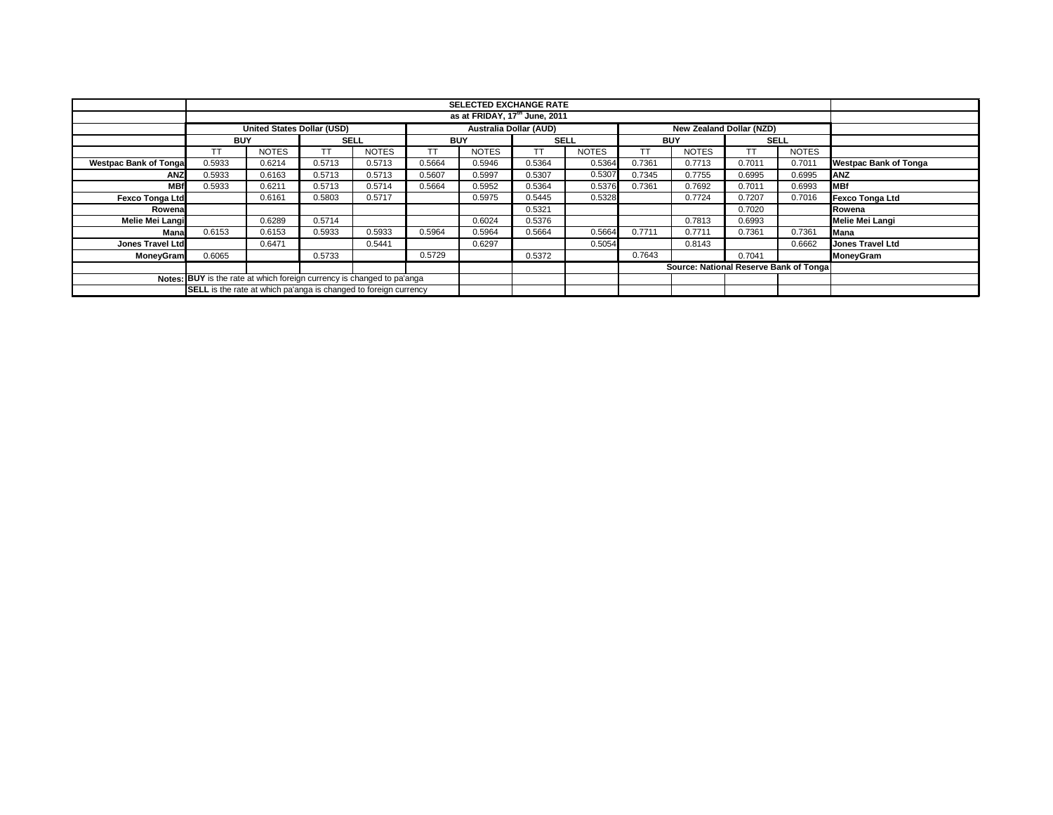| | SELECTED EXCHANGE RATE | | | | | | | | | | | | |
|---|---|---|---|---|---|---|---|---|---|---|---|---|---|
| | as at FRIDAY, 17th June, 2011 | | | | | | | | | | | | |
| | United States Dollar (USD) | | | | Australia Dollar (AUD) | | | | New Zealand Dollar (NZD) | | | | |
| | BUY | | SELL | | BUY | | SELL | | BUY | | SELL | | |
| | TT | NOTES | TT | NOTES | TT | NOTES | TT | NOTES | TT | NOTES | TT | NOTES | |
| **Westpac Bank of Tonga** | 0.5933 | 0.6214 | 0.5713 | 0.5713 | 0.5664 | 0.5946 | 0.5364 | 0.5364 | 0.7361 | 0.7713 | 0.7011 | 0.7011 | **Westpac Bank of Tonga** |
| **ANZ** | 0.5933 | 0.6163 | 0.5713 | 0.5713 | 0.5607 | 0.5997 | 0.5307 | 0.5307 | 0.7345 | 0.7755 | 0.6995 | 0.6995 | **ANZ** |
| **MBf** | 0.5933 | 0.6211 | 0.5713 | 0.5714 | 0.5664 | 0.5952 | 0.5364 | 0.5376 | 0.7361 | 0.7692 | 0.7011 | 0.6993 | **MBf** |
| **Fexco Tonga Ltd** | | 0.6161 | 0.5803 | 0.5717 | | 0.5975 | 0.5445 | 0.5328 | | 0.7724 | 0.7207 | 0.7016 | **Fexco Tonga Ltd** |
| **Rowena** | | | | | | | 0.5321 | | | | 0.7020 | | **Rowena** |
| **Melie Mei Langi** | | 0.6289 | 0.5714 | | | 0.6024 | 0.5376 | | | 0.7813 | 0.6993 | | **Melie Mei Langi** |
| **Mana** | 0.6153 | 0.6153 | 0.5933 | 0.5933 | 0.5964 | 0.5964 | 0.5664 | 0.5664 | 0.7711 | 0.7711 | 0.7361 | 0.7361 | **Mana** |
| **Jones Travel Ltd** | | 0.6471 | | 0.5441 | | 0.6297 | | 0.5054 | | 0.8143 | | 0.6662 | **Jones Travel Ltd** |
| **MoneyGram** | 0.6065 | | 0.5733 | | 0.5729 | | 0.5372 | | 0.7643 | | 0.7041 | | **MoneyGram** |
| | | | | | | | | | **Source: National Reserve Bank of Tonga** | | | | |
| **Notes:** | **BUY** is the rate at which foreign currency is changed to pa'anga | | | | | | | | | | | | |
| | **SELL** is the rate at which pa'anga is changed to foreign currency | | | | | | | | | | | | |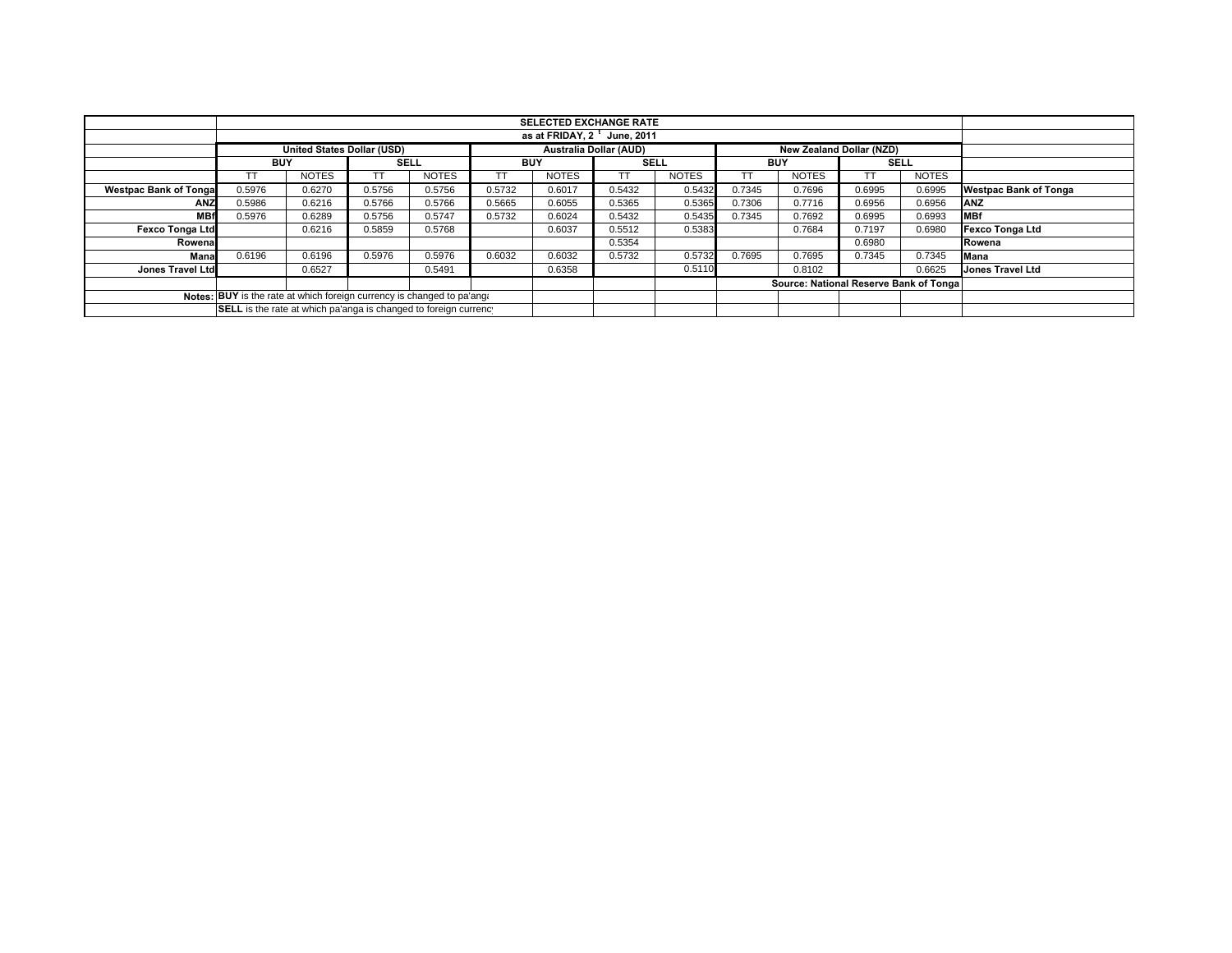| | SELECTED EXCHANGE RATE | | | | | | | | | | | | |
|---|---|---|---|---|---|---|---|---|---|---|---|---|---|
| | as at FRIDAY, 2 t June, 2011 | | | | | | | | | | | | |
| | United States Dollar (USD) | | | | Australia Dollar (AUD) | | | | New Zealand Dollar (NZD) | | | | |
| | BUY | | SELL | | BUY | | SELL | | BUY | | SELL | | |
| | TT | NOTES | TT | NOTES | TT | NOTES | TT | NOTES | TT | NOTES | TT | NOTES | |
| **Westpac Bank of Tonga** | 0.5976 | 0.6270 | 0.5756 | 0.5756 | 0.5732 | 0.6017 | 0.5432 | 0.5432 | 0.7345 | 0.7696 | 0.6995 | 0.6995 | **Westpac Bank of Tonga** |
| **ANZ** | 0.5986 | 0.6216 | 0.5766 | 0.5766 | 0.5665 | 0.6055 | 0.5365 | 0.5365 | 0.7306 | 0.7716 | 0.6956 | 0.6956 | **ANZ** |
| **MBf** | 0.5976 | 0.6289 | 0.5756 | 0.5747 | 0.5732 | 0.6024 | 0.5432 | 0.5435 | 0.7345 | 0.7692 | 0.6995 | 0.6993 | **MBf** |
| **Fexco Tonga Ltd** | | 0.6216 | 0.5859 | 0.5768 | | 0.6037 | 0.5512 | 0.5383 | | 0.7684 | 0.7197 | 0.6980 | **Fexco Tonga Ltd** |
| **Rowena** | | | | | | | 0.5354 | | | | 0.6980 | | **Rowena** |
| **Mana** | 0.6196 | 0.6196 | 0.5976 | 0.5976 | 0.6032 | 0.6032 | 0.5732 | 0.5732 | 0.7695 | 0.7695 | 0.7345 | 0.7345 | **Mana** |
| **Jones Travel Ltd** | | 0.6527 | | 0.5491 | | 0.6358 | | 0.5110 | | 0.8102 | | 0.6625 | **Jones Travel Ltd** |
| | | | | | | | | | **Source: National Reserve Bank of Tonga** | | | | |
| **Notes:** | **BUY** is the rate at which foreign currency is changed to pa'anga | | | | | | | | | | | | |
| | **SELL** is the rate at which pa'anga is changed to foreign currency | | | | | | | | | | | | |